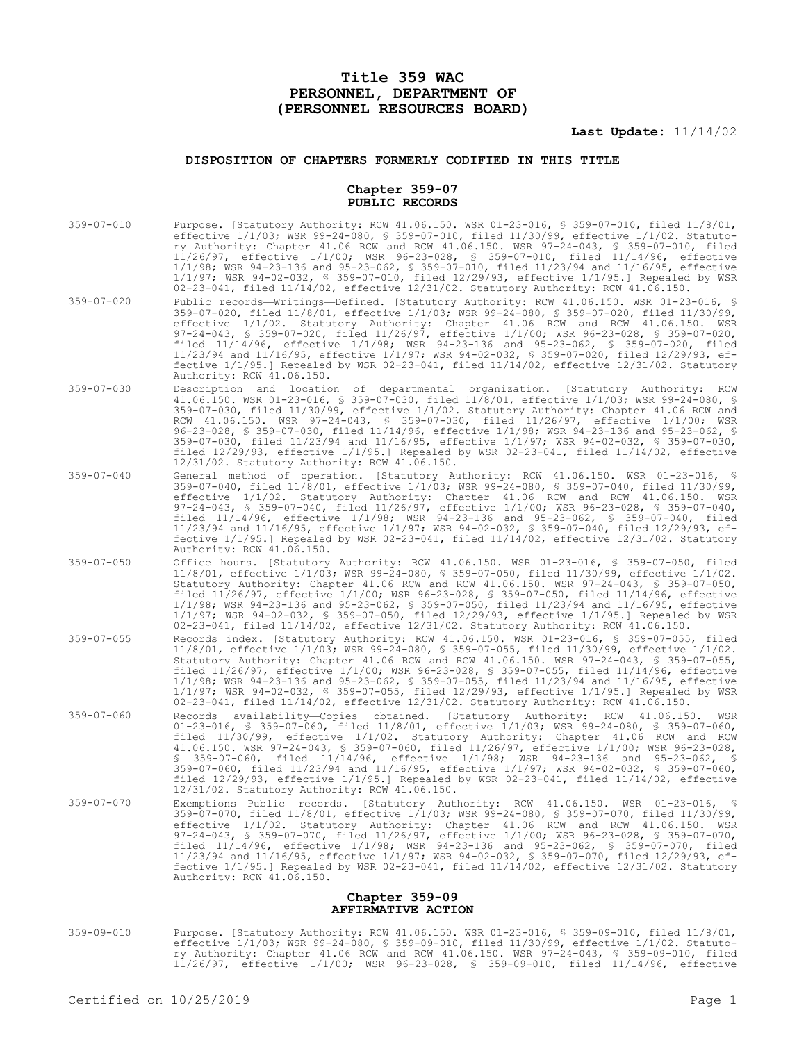# Title 359 WAC
# PERSONNEL, DEPARTMENT OF
# (PERSONNEL RESOURCES BOARD)

**Last Update:** 11/14/02

## DISPOSITION OF CHAPTERS FORMERLY CODIFIED IN THIS TITLE

### Chapter 359-07
### PUBLIC RECORDS

359-07-010 Purpose. [Statutory Authority: RCW 41.06.150. WSR 01-23-016, § 359-07-010, filed 11/8/01, effective 1/1/03; WSR 99-24-080, § 359-07-010, filed 11/30/99, effective 1/1/02. Statutory Authority: Chapter 41.06 RCW and RCW 41.06.150. WSR 97-24-043, § 359-07-010, filed 11/26/97, effective 1/1/00; WSR 96-23-028, § 359-07-010, filed 11/14/96, effective 1/1/98; WSR 94-23-136 and 95-23-062, § 359-07-010, filed 11/23/94 and 11/16/95, effective 1/1/97; WSR 94-02-032, § 359-07-010, filed 12/29/93, effective 1/1/95.] Repealed by WSR 02-23-041, filed 11/14/02, effective 12/31/02. Statutory Authority: RCW 41.06.150.

359-07-020 Public records—Writings—Defined. [Statutory Authority: RCW 41.06.150. WSR 01-23-016, § 359-07-020, filed 11/8/01, effective 1/1/03; WSR 99-24-080, § 359-07-020, filed 11/30/99, effective 1/1/02. Statutory Authority: Chapter 41.06 RCW and RCW 41.06.150. WSR 97-24-043, § 359-07-020, filed 11/26/97, effective 1/1/00; WSR 96-23-028, § 359-07-020, filed 11/14/96, effective 1/1/98; WSR 94-23-136 and 95-23-062, § 359-07-020, filed 11/23/94 and 11/16/95, effective 1/1/97; WSR 94-02-032, § 359-07-020, filed 12/29/93, effective 1/1/95.] Repealed by WSR 02-23-041, filed 11/14/02, effective 12/31/02. Statutory Authority: RCW 41.06.150.

359-07-030 Description and location of departmental organization. [Statutory Authority: RCW 41.06.150. WSR 01-23-016, § 359-07-030, filed 11/8/01, effective 1/1/03; WSR 99-24-080, § 359-07-030, filed 11/30/99, effective 1/1/02. Statutory Authority: Chapter 41.06 RCW and RCW 41.06.150. WSR 97-24-043, § 359-07-030, filed 11/26/97, effective 1/1/00; WSR 96-23-028, § 359-07-030, filed 11/14/96, effective 1/1/98; WSR 94-23-136 and 95-23-062, § 359-07-030, filed 11/23/94 and 11/16/95, effective 1/1/97; WSR 94-02-032, § 359-07-030, filed 12/29/93, effective 1/1/95.] Repealed by WSR 02-23-041, filed 11/14/02, effective 12/31/02. Statutory Authority: RCW 41.06.150.

359-07-040 General method of operation. [Statutory Authority: RCW 41.06.150. WSR 01-23-016, § 359-07-040, filed 11/8/01, effective 1/1/03; WSR 99-24-080, § 359-07-040, filed 11/30/99, effective 1/1/02. Statutory Authority: Chapter 41.06 RCW and RCW 41.06.150. WSR 97-24-043, § 359-07-040, filed 11/26/97, effective 1/1/00; WSR 96-23-028, § 359-07-040, filed 11/14/96, effective 1/1/98; WSR 94-23-136 and 95-23-062, § 359-07-040, filed 11/23/94 and 11/16/95, effective 1/1/97; WSR 94-02-032, § 359-07-040, filed 12/29/93, effective 1/1/95.] Repealed by WSR 02-23-041, filed 11/14/02, effective 12/31/02. Statutory Authority: RCW 41.06.150.

359-07-050 Office hours. [Statutory Authority: RCW 41.06.150. WSR 01-23-016, § 359-07-050, filed 11/8/01, effective 1/1/03; WSR 99-24-080, § 359-07-050, filed 11/30/99, effective 1/1/02. Statutory Authority: Chapter 41.06 RCW and RCW 41.06.150. WSR 97-24-043, § 359-07-050, filed 11/26/97, effective 1/1/00; WSR 96-23-028, § 359-07-050, filed 11/14/96, effective 1/1/98; WSR 94-23-136 and 95-23-062, § 359-07-050, filed 11/23/94 and 11/16/95, effective 1/1/97; WSR 94-02-032, § 359-07-050, filed 12/29/93, effective 1/1/95.] Repealed by WSR 02-23-041, filed 11/14/02, effective 12/31/02. Statutory Authority: RCW 41.06.150.

359-07-055 Records index. [Statutory Authority: RCW 41.06.150. WSR 01-23-016, § 359-07-055, filed 11/8/01, effective 1/1/03; WSR 99-24-080, § 359-07-055, filed 11/30/99, effective 1/1/02. Statutory Authority: Chapter 41.06 RCW and RCW 41.06.150. WSR 97-24-043, § 359-07-055, filed 11/26/97, effective 1/1/00; WSR 96-23-028, § 359-07-055, filed 11/14/96, effective 1/1/98; WSR 94-23-136 and 95-23-062, § 359-07-055, filed 11/23/94 and 11/16/95, effective 1/1/97; WSR 94-02-032, § 359-07-055, filed 12/29/93, effective 1/1/95.] Repealed by WSR 02-23-041, filed 11/14/02, effective 12/31/02. Statutory Authority: RCW 41.06.150.

359-07-060 Records availability—Copies obtained. [Statutory Authority: RCW 41.06.150. WSR 01-23-016, § 359-07-060, filed 11/8/01, effective 1/1/03; WSR 99-24-080, § 359-07-060, filed 11/30/99, effective 1/1/02. Statutory Authority: Chapter 41.06 RCW and RCW 41.06.150. WSR 97-24-043, § 359-07-060, filed 11/26/97, effective 1/1/00; WSR 96-23-028, § 359-07-060, filed 11/14/96, effective 1/1/98; WSR 94-23-136 and 95-23-062, § 359-07-060, filed 11/23/94 and 11/16/95, effective 1/1/97; WSR 94-02-032, § 359-07-060, filed 12/29/93, effective 1/1/95.] Repealed by WSR 02-23-041, filed 11/14/02, effective 12/31/02. Statutory Authority: RCW 41.06.150.

359-07-070 Exemptions—Public records. [Statutory Authority: RCW 41.06.150. WSR 01-23-016, § 359-07-070, filed 11/8/01, effective 1/1/03; WSR 99-24-080, § 359-07-070, filed 11/30/99, effective 1/1/02. Statutory Authority: Chapter 41.06 RCW and RCW 41.06.150. WSR 97-24-043, § 359-07-070, filed 11/26/97, effective 1/1/00; WSR 96-23-028, § 359-07-070, filed 11/14/96, effective 1/1/98; WSR 94-23-136 and 95-23-062, § 359-07-070, filed 11/23/94 and 11/16/95, effective 1/1/97; WSR 94-02-032, § 359-07-070, filed 12/29/93, effective 1/1/95.] Repealed by WSR 02-23-041, filed 11/14/02, effective 12/31/02. Statutory Authority: RCW 41.06.150.

### Chapter 359-09
### AFFIRMATIVE ACTION

359-09-010 Purpose. [Statutory Authority: RCW 41.06.150. WSR 01-23-016, § 359-09-010, filed 11/8/01, effective 1/1/03; WSR 99-24-080, § 359-09-010, filed 11/30/99, effective 1/1/02. Statutory Authority: Chapter 41.06 RCW and RCW 41.06.150. WSR 97-24-043, § 359-09-010, filed 11/26/97, effective 1/1/00; WSR 96-23-028, § 359-09-010, filed 11/14/96, effective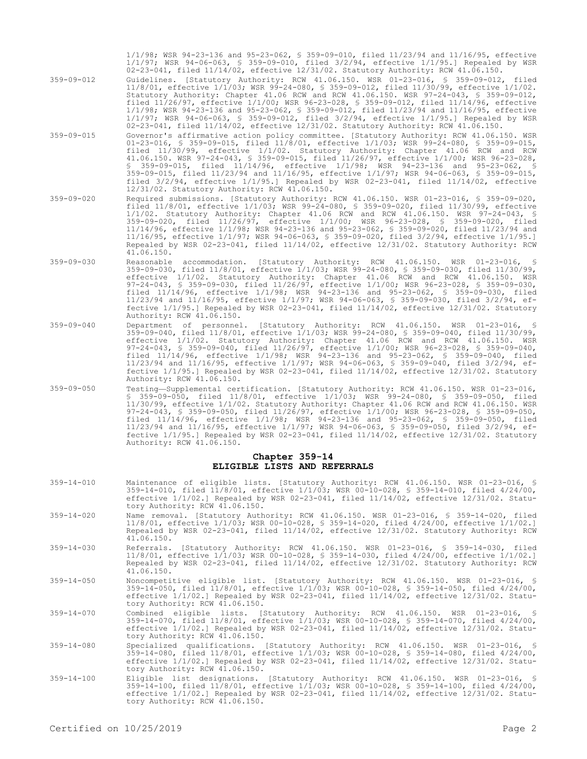1/1/98; WSR 94-23-136 and 95-23-062, § 359-09-010, filed 11/23/94 and 11/16/95, effective 1/1/97; WSR 94-06-063, § 359-09-010, filed 3/2/94, effective 1/1/95.] Repealed by WSR 02-23-041, filed 11/14/02, effective 12/31/02. Statutory Authority: RCW 41.06.150.

359-09-012 Guidelines. [Statutory Authority: RCW 41.06.150. WSR 01-23-016, § 359-09-012, filed 11/8/01, effective 1/1/03; WSR 99-24-080, § 359-09-012, filed 11/30/99, effective 1/1/02. Statutory Authority: Chapter 41.06 RCW and RCW 41.06.150. WSR 97-24-043, § 359-09-012, filed 11/26/97, effective 1/1/00; WSR 96-23-028, § 359-09-012, filed 11/14/96, effective 1/1/98; WSR 94-23-136 and 95-23-062, § 359-09-012, filed 11/23/94 and 11/16/95, effective 1/1/97; WSR 94-06-063, § 359-09-012, filed 3/2/94, effective 1/1/95.] Repealed by WSR 02-23-041, filed 11/14/02, effective 12/31/02. Statutory Authority: RCW 41.06.150.

359-09-015 Governor's affirmative action policy committee. [Statutory Authority: RCW 41.06.150. WSR 01-23-016, § 359-09-015, filed 11/8/01, effective 1/1/03; WSR 99-24-080, § 359-09-015, filed 11/30/99, effective 1/1/02. Statutory Authority: Chapter 41.06 RCW and RCW 41.06.150. WSR 97-24-043, § 359-09-015, filed 11/26/97, effective 1/1/00; WSR 96-23-028, § 359-09-015, filed 11/14/96, effective 1/1/98; WSR 94-23-136 and 95-23-062, § 359-09-015, filed 11/23/94 and 11/16/95, effective 1/1/97; WSR 94-06-063, § 359-09-015, filed 3/2/94, effective 1/1/95.] Repealed by WSR 02-23-041, filed 11/14/02, effective 12/31/02. Statutory Authority: RCW 41.06.150.

359-09-020 Required submissions. [Statutory Authority: RCW 41.06.150. WSR 01-23-016, § 359-09-020, filed 11/8/01, effective 1/1/03; WSR 99-24-080, § 359-09-020, filed 11/30/99, effective 1/1/02. Statutory Authority: Chapter 41.06 RCW and RCW 41.06.150. WSR 97-24-043, § 359-09-020, filed 11/26/97, effective 1/1/00; WSR 96-23-028, § 359-09-020, filed 11/14/96, effective 1/1/98; WSR 94-23-136 and 95-23-062, § 359-09-020, filed 11/23/94 and 11/16/95, effective 1/1/97; WSR 94-06-063, § 359-09-020, filed 3/2/94, effective 1/1/95.] Repealed by WSR 02-23-041, filed 11/14/02, effective 12/31/02. Statutory Authority: RCW 41.06.150.

359-09-030 Reasonable accommodation. [Statutory Authority: RCW 41.06.150. WSR 01-23-016, § 359-09-030, filed 11/8/01, effective 1/1/03; WSR 99-24-080, § 359-09-030, filed 11/30/99, effective 1/1/02. Statutory Authority: Chapter 41.06 RCW and RCW 41.06.150. WSR 97-24-043, § 359-09-030, filed 11/26/97, effective 1/1/00; WSR 96-23-028, § 359-09-030, filed 11/14/96, effective 1/1/98; WSR 94-23-136 and 95-23-062, § 359-09-030, filed 11/23/94 and 11/16/95, effective 1/1/97; WSR 94-06-063, § 359-09-030, filed 3/2/94, effective 1/1/95.] Repealed by WSR 02-23-041, filed 11/14/02, effective 12/31/02. Statutory Authority: RCW 41.06.150.

359-09-040 Department of personnel. [Statutory Authority: RCW 41.06.150. WSR 01-23-016, § 359-09-040, filed 11/8/01, effective 1/1/03; WSR 99-24-080, § 359-09-040, filed 11/30/99, effective 1/1/02. Statutory Authority: Chapter 41.06 RCW and RCW 41.06.150. WSR 97-24-043, § 359-09-040, filed 11/26/97, effective 1/1/00; WSR 96-23-028, § 359-09-040, filed 11/14/96, effective 1/1/98; WSR 94-23-136 and 95-23-062, § 359-09-040, filed 11/23/94 and 11/16/95, effective 1/1/97; WSR 94-06-063, § 359-09-040, filed 3/2/94, effective 1/1/95.] Repealed by WSR 02-23-041, filed 11/14/02, effective 12/31/02. Statutory Authority: RCW 41.06.150.

359-09-050 Testing—Supplemental certification. [Statutory Authority: RCW 41.06.150. WSR 01-23-016, § 359-09-050, filed 11/8/01, effective 1/1/03; WSR 99-24-080, § 359-09-050, filed 11/30/99, effective 1/1/02. Statutory Authority: Chapter 41.06 RCW and RCW 41.06.150. WSR 97-24-043, § 359-09-050, filed 11/26/97, effective 1/1/00; WSR 96-23-028, § 359-09-050, filed 11/14/96, effective 1/1/98; WSR 94-23-136 and 95-23-062, § 359-09-050, filed 11/23/94 and 11/16/95, effective 1/1/97; WSR 94-06-063, § 359-09-050, filed 3/2/94, effective 1/1/95.] Repealed by WSR 02-23-041, filed 11/14/02, effective 12/31/02. Statutory Authority: RCW 41.06.150.

## Chapter 359-14
## ELIGIBLE LISTS AND REFERRALS

359-14-010 Maintenance of eligible lists. [Statutory Authority: RCW 41.06.150. WSR 01-23-016, § 359-14-010, filed 11/8/01, effective 1/1/03; WSR 00-10-028, § 359-14-010, filed 4/24/00, effective 1/1/02.] Repealed by WSR 02-23-041, filed 11/14/02, effective 12/31/02. Statutory Authority: RCW 41.06.150.

359-14-020 Name removal. [Statutory Authority: RCW 41.06.150. WSR 01-23-016, § 359-14-020, filed 11/8/01, effective 1/1/03; WSR 00-10-028, § 359-14-020, filed 4/24/00, effective 1/1/02.] Repealed by WSR 02-23-041, filed 11/14/02, effective 12/31/02. Statutory Authority: RCW 41.06.150.

359-14-030 Referrals. [Statutory Authority: RCW 41.06.150. WSR 01-23-016, § 359-14-030, filed 11/8/01, effective 1/1/03; WSR 00-10-028, § 359-14-030, filed 4/24/00, effective 1/1/02.] Repealed by WSR 02-23-041, filed 11/14/02, effective 12/31/02. Statutory Authority: RCW 41.06.150.

359-14-050 Noncompetitive eligible list. [Statutory Authority: RCW 41.06.150. WSR 01-23-016, § 359-14-050, filed 11/8/01, effective 1/1/03; WSR 00-10-028, § 359-14-050, filed 4/24/00, effective 1/1/02.] Repealed by WSR 02-23-041, filed 11/14/02, effective 12/31/02. Statutory Authority: RCW 41.06.150.

359-14-070 Combined eligible lists. [Statutory Authority: RCW 41.06.150. WSR 01-23-016, § 359-14-070, filed 11/8/01, effective 1/1/03; WSR 00-10-028, § 359-14-070, filed 4/24/00, effective 1/1/02.] Repealed by WSR 02-23-041, filed 11/14/02, effective 12/31/02. Statutory Authority: RCW 41.06.150.

359-14-080 Specialized qualifications. [Statutory Authority: RCW 41.06.150. WSR 01-23-016, § 359-14-080, filed 11/8/01, effective 1/1/03; WSR 00-10-028, § 359-14-080, filed 4/24/00, effective 1/1/02.] Repealed by WSR 02-23-041, filed 11/14/02, effective 12/31/02. Statutory Authority: RCW 41.06.150.

359-14-100 Eligible list designations. [Statutory Authority: RCW 41.06.150. WSR 01-23-016, § 359-14-100, filed 11/8/01, effective 1/1/03; WSR 00-10-028, § 359-14-100, filed 4/24/00, effective 1/1/02.] Repealed by WSR 02-23-041, filed 11/14/02, effective 12/31/02. Statutory Authority: RCW 41.06.150.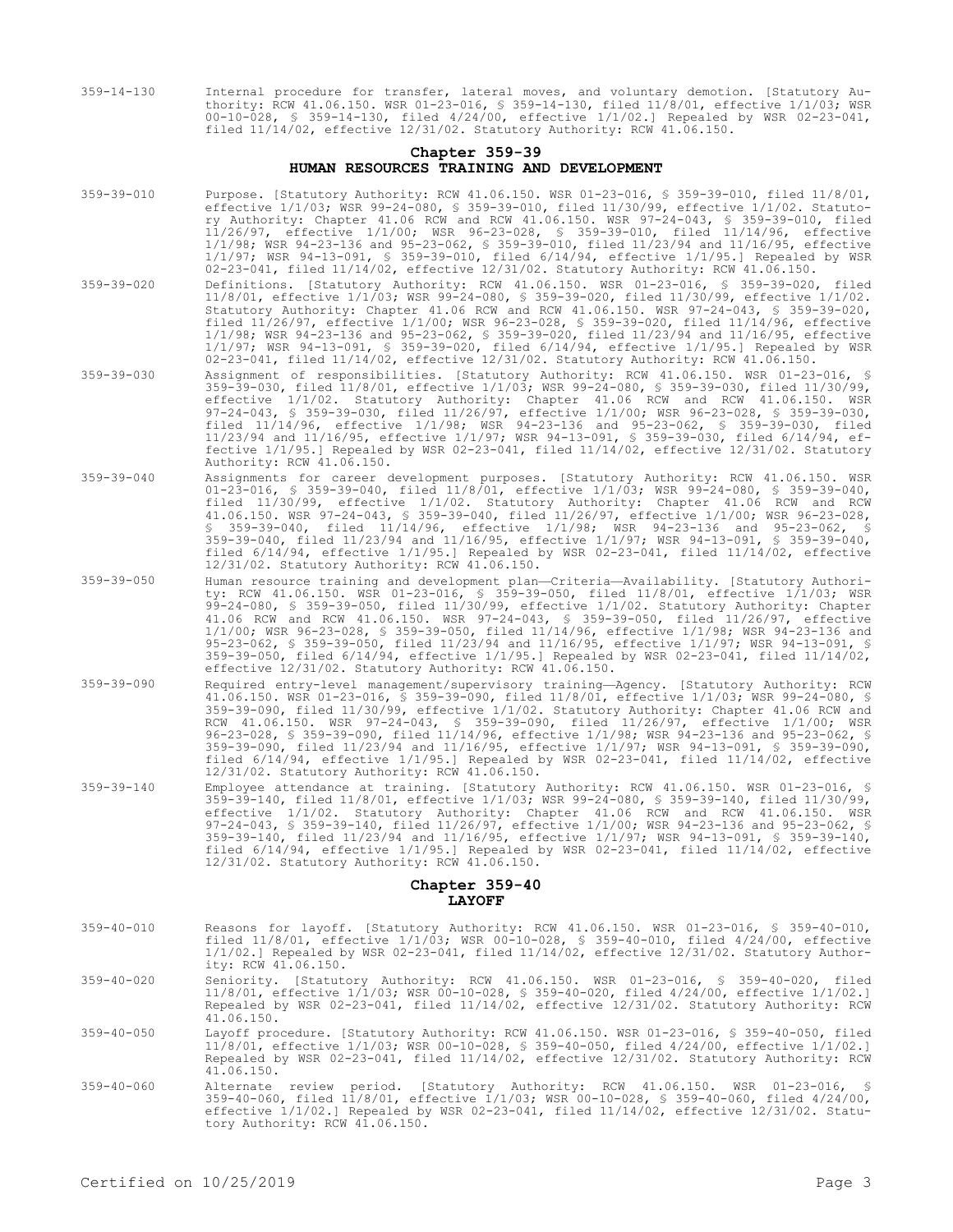359-14-130 Internal procedure for transfer, lateral moves, and voluntary demotion. [Statutory Authority: RCW 41.06.150. WSR 01-23-016, § 359-14-130, filed 11/8/01, effective 1/1/03; WSR 00-10-028, § 359-14-130, filed 4/24/00, effective 1/1/02.] Repealed by WSR 02-23-041, filed 11/14/02, effective 12/31/02. Statutory Authority: RCW 41.06.150.

## Chapter 359-39
## HUMAN RESOURCES TRAINING AND DEVELOPMENT

359-39-010 Purpose. [Statutory Authority: RCW 41.06.150. WSR 01-23-016, § 359-39-010, filed 11/8/01, effective 1/1/03; WSR 99-24-080, § 359-39-010, filed 11/30/99, effective 1/1/02. Statutory Authority: Chapter 41.06 RCW and RCW 41.06.150. WSR 97-24-043, § 359-39-010, filed 11/26/97, effective 1/1/00; WSR 96-23-028, § 359-39-010, filed 11/14/96, effective 1/1/98; WSR 94-23-136 and 95-23-062, § 359-39-010, filed 11/23/94 and 11/16/95, effective 1/1/97; WSR 94-13-091, § 359-39-010, filed 6/14/94, effective 1/1/95.] Repealed by WSR 02-23-041, filed 11/14/02, effective 12/31/02. Statutory Authority: RCW 41.06.150.

359-39-020 Definitions. [Statutory Authority: RCW 41.06.150. WSR 01-23-016, § 359-39-020, filed 11/8/01, effective 1/1/03; WSR 99-24-080, § 359-39-020, filed 11/30/99, effective 1/1/02. Statutory Authority: Chapter 41.06 RCW and RCW 41.06.150. WSR 97-24-043, § 359-39-020, filed 11/26/97, effective 1/1/00; WSR 96-23-028, § 359-39-020, filed 11/14/96, effective 1/1/98; WSR 94-23-136 and 95-23-062, § 359-39-020, filed 11/23/94 and 11/16/95, effective 1/1/97; WSR 94-13-091, § 359-39-020, filed 6/14/94, effective 1/1/95.] Repealed by WSR 02-23-041, filed 11/14/02, effective 12/31/02. Statutory Authority: RCW 41.06.150.

359-39-030 Assignment of responsibilities. [Statutory Authority: RCW 41.06.150. WSR 01-23-016, § 359-39-030, filed 11/8/01, effective 1/1/03; WSR 99-24-080, § 359-39-030, filed 11/30/99, effective 1/1/02. Statutory Authority: Chapter 41.06 RCW and RCW 41.06.150. WSR 97-24-043, § 359-39-030, filed 11/26/97, effective 1/1/00; WSR 96-23-028, § 359-39-030, filed 11/14/96, effective 1/1/98; WSR 94-23-136 and 95-23-062, § 359-39-030, filed 11/23/94 and 11/16/95, effective 1/1/97; WSR 94-13-091, § 359-39-030, filed 6/14/94, effective 1/1/95.] Repealed by WSR 02-23-041, filed 11/14/02, effective 12/31/02. Statutory Authority: RCW 41.06.150.

359-39-040 Assignments for career development purposes. [Statutory Authority: RCW 41.06.150. WSR 01-23-016, § 359-39-040, filed 11/8/01, effective 1/1/03; WSR 99-24-080, § 359-39-040, filed 11/30/99, effective 1/1/02. Statutory Authority: Chapter 41.06 RCW and RCW 41.06.150. WSR 97-24-043, § 359-39-040, filed 11/26/97, effective 1/1/00; WSR 96-23-028, § 359-39-040, filed 11/14/96, effective 1/1/98; WSR 94-23-136 and 95-23-062, § 359-39-040, filed 11/23/94 and 11/16/95, effective 1/1/97; WSR 94-13-091, § 359-39-040, filed 6/14/94, effective 1/1/95.] Repealed by WSR 02-23-041, filed 11/14/02, effective 12/31/02. Statutory Authority: RCW 41.06.150.

359-39-050 Human resource training and development plan—Criteria—Availability. [Statutory Authority: RCW 41.06.150. WSR 01-23-016, § 359-39-050, filed 11/8/01, effective 1/1/03; WSR 99-24-080, § 359-39-050, filed 11/30/99, effective 1/1/02. Statutory Authority: Chapter 41.06 RCW and RCW 41.06.150. WSR 97-24-043, § 359-39-050, filed 11/26/97, effective 1/1/00; WSR 96-23-028, § 359-39-050, filed 11/14/96, effective 1/1/98; WSR 94-23-136 and 95-23-062, § 359-39-050, filed 11/23/94 and 11/16/95, effective 1/1/97; WSR 94-13-091, § 359-39-050, filed 6/14/94, effective 1/1/95.] Repealed by WSR 02-23-041, filed 11/14/02, effective 12/31/02. Statutory Authority: RCW 41.06.150.

359-39-090 Required entry-level management/supervisory training—Agency. [Statutory Authority: RCW 41.06.150. WSR 01-23-016, § 359-39-090, filed 11/8/01, effective 1/1/03; WSR 99-24-080, § 359-39-090, filed 11/30/99, effective 1/1/02. Statutory Authority: Chapter 41.06 RCW and RCW 41.06.150. WSR 97-24-043, § 359-39-090, filed 11/26/97, effective 1/1/00; WSR 96-23-028, § 359-39-090, filed 11/14/96, effective 1/1/98; WSR 94-23-136 and 95-23-062, § 359-39-090, filed 11/23/94 and 11/16/95, effective 1/1/97; WSR 94-13-091, § 359-39-090, filed 6/14/94, effective 1/1/95.] Repealed by WSR 02-23-041, filed 11/14/02, effective 12/31/02. Statutory Authority: RCW 41.06.150.

359-39-140 Employee attendance at training. [Statutory Authority: RCW 41.06.150. WSR 01-23-016, § 359-39-140, filed 11/8/01, effective 1/1/03; WSR 99-24-080, § 359-39-140, filed 11/30/99, effective 1/1/02. Statutory Authority: Chapter 41.06 RCW and RCW 41.06.150. WSR 97-24-043, § 359-39-140, filed 11/26/97, effective 1/1/00; WSR 94-23-136 and 95-23-062, § 359-39-140, filed 11/23/94 and 11/16/95, effective 1/1/97; WSR 94-13-091, § 359-39-140, filed 6/14/94, effective 1/1/95.] Repealed by WSR 02-23-041, filed 11/14/02, effective 12/31/02. Statutory Authority: RCW 41.06.150.

## Chapter 359-40
## LAYOFF

359-40-010 Reasons for layoff. [Statutory Authority: RCW 41.06.150. WSR 01-23-016, § 359-40-010, filed 11/8/01, effective 1/1/03; WSR 00-10-028, § 359-40-010, filed 4/24/00, effective 1/1/02.] Repealed by WSR 02-23-041, filed 11/14/02, effective 12/31/02. Statutory Authority: RCW 41.06.150.

359-40-020 Seniority. [Statutory Authority: RCW 41.06.150. WSR 01-23-016, § 359-40-020, filed 11/8/01, effective 1/1/03; WSR 00-10-028, § 359-40-020, filed 4/24/00, effective 1/1/02.] Repealed by WSR 02-23-041, filed 11/14/02, effective 12/31/02. Statutory Authority: RCW 41.06.150.

359-40-050 Layoff procedure. [Statutory Authority: RCW 41.06.150. WSR 01-23-016, § 359-40-050, filed 11/8/01, effective 1/1/03; WSR 00-10-028, § 359-40-050, filed 4/24/00, effective 1/1/02.] Repealed by WSR 02-23-041, filed 11/14/02, effective 12/31/02. Statutory Authority: RCW 41.06.150.

359-40-060 Alternate review period. [Statutory Authority: RCW 41.06.150. WSR 01-23-016, § 359-40-060, filed 11/8/01, effective 1/1/03; WSR 00-10-028, § 359-40-060, filed 4/24/00, effective 1/1/02.] Repealed by WSR 02-23-041, filed 11/14/02, effective 12/31/02. Statutory Authority: RCW 41.06.150.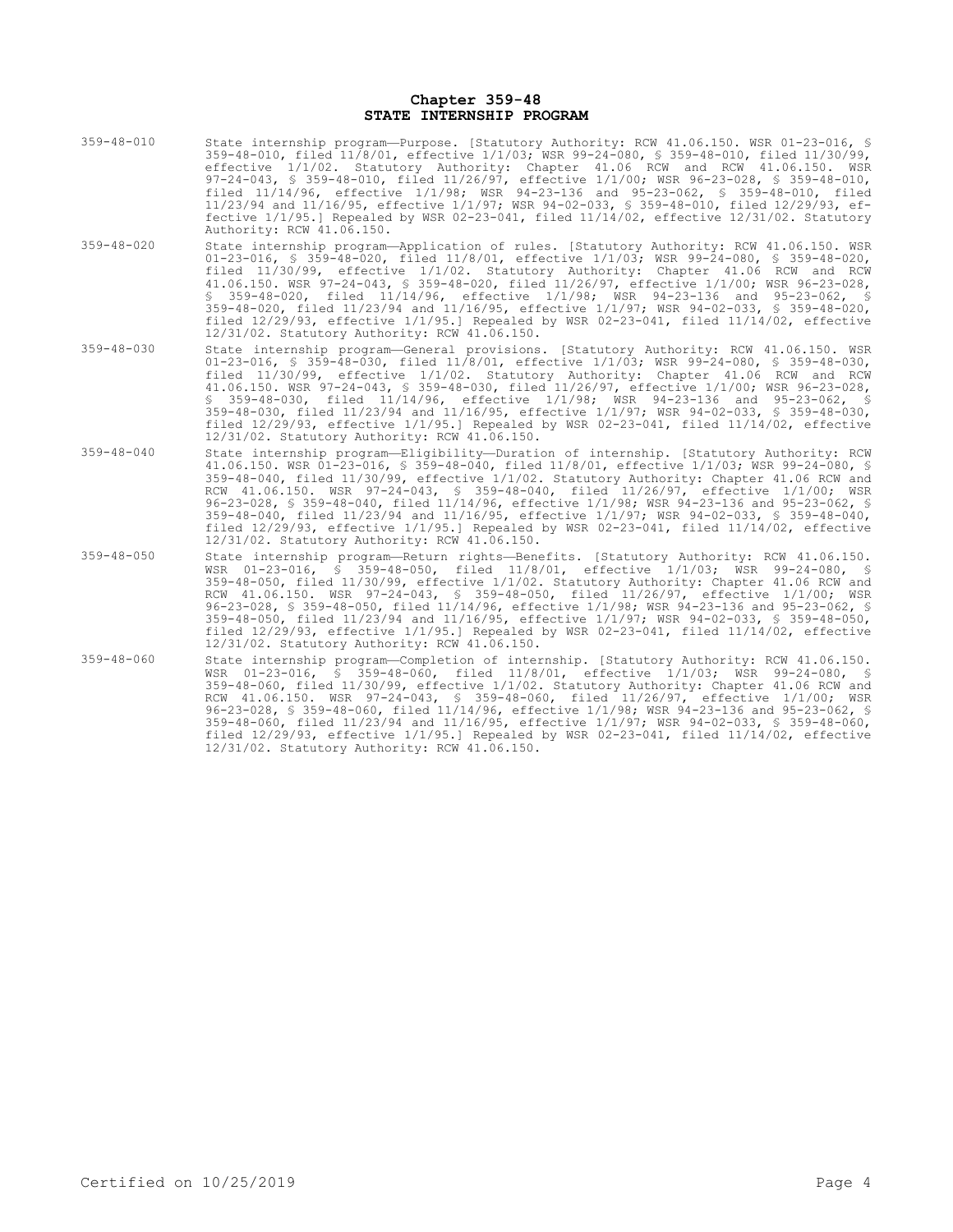# Chapter 359-48
## STATE INTERNSHIP PROGRAM

359-48-010 State internship program—Purpose. [Statutory Authority: RCW 41.06.150. WSR 01-23-016, § 359-48-010, filed 11/8/01, effective 1/1/03; WSR 99-24-080, § 359-48-010, filed 11/30/99, effective 1/1/02. Statutory Authority: Chapter 41.06 RCW and RCW 41.06.150. WSR 97-24-043, § 359-48-010, filed 11/26/97, effective 1/1/00; WSR 96-23-028, § 359-48-010, filed 11/14/96, effective 1/1/98; WSR 94-23-136 and 95-23-062, § 359-48-010, filed 11/23/94 and 11/16/95, effective 1/1/97; WSR 94-02-033, § 359-48-010, filed 12/29/93, effective 1/1/95.] Repealed by WSR 02-23-041, filed 11/14/02, effective 12/31/02. Statutory Authority: RCW 41.06.150.

359-48-020 State internship program—Application of rules. [Statutory Authority: RCW 41.06.150. WSR 01-23-016, § 359-48-020, filed 11/8/01, effective 1/1/03; WSR 99-24-080, § 359-48-020, filed 11/30/99, effective 1/1/02. Statutory Authority: Chapter 41.06 RCW and RCW 41.06.150. WSR 97-24-043, § 359-48-020, filed 11/26/97, effective 1/1/00; WSR 96-23-028, § 359-48-020, filed 11/14/96, effective 1/1/98; WSR 94-23-136 and 95-23-062, § 359-48-020, filed 11/23/94 and 11/16/95, effective 1/1/97; WSR 94-02-033, § 359-48-020, filed 12/29/93, effective 1/1/95.] Repealed by WSR 02-23-041, filed 11/14/02, effective 12/31/02. Statutory Authority: RCW 41.06.150.

359-48-030 State internship program—General provisions. [Statutory Authority: RCW 41.06.150. WSR 01-23-016, § 359-48-030, filed 11/8/01, effective 1/1/03; WSR 99-24-080, § 359-48-030, filed 11/30/99, effective 1/1/02. Statutory Authority: Chapter 41.06 RCW and RCW 41.06.150. WSR 97-24-043, § 359-48-030, filed 11/26/97, effective 1/1/00; WSR 96-23-028, § 359-48-030, filed 11/14/96, effective 1/1/98; WSR 94-23-136 and 95-23-062, § 359-48-030, filed 11/23/94 and 11/16/95, effective 1/1/97; WSR 94-02-033, § 359-48-030, filed 12/29/93, effective 1/1/95.] Repealed by WSR 02-23-041, filed 11/14/02, effective 12/31/02. Statutory Authority: RCW 41.06.150.

359-48-040 State internship program—Eligibility—Duration of internship. [Statutory Authority: RCW 41.06.150. WSR 01-23-016, § 359-48-040, filed 11/8/01, effective 1/1/03; WSR 99-24-080, § 359-48-040, filed 11/30/99, effective 1/1/02. Statutory Authority: Chapter 41.06 RCW and RCW 41.06.150. WSR 97-24-043, § 359-48-040, filed 11/26/97, effective 1/1/00; WSR 96-23-028, § 359-48-040, filed 11/14/96, effective 1/1/98; WSR 94-23-136 and 95-23-062, § 359-48-040, filed 11/23/94 and 11/16/95, effective 1/1/97; WSR 94-02-033, § 359-48-040, filed 12/29/93, effective 1/1/95.] Repealed by WSR 02-23-041, filed 11/14/02, effective 12/31/02. Statutory Authority: RCW 41.06.150.

359-48-050 State internship program—Return rights—Benefits. [Statutory Authority: RCW 41.06.150. WSR 01-23-016, § 359-48-050, filed 11/8/01, effective 1/1/03; WSR 99-24-080, § 359-48-050, filed 11/30/99, effective 1/1/02. Statutory Authority: Chapter 41.06 RCW and RCW 41.06.150. WSR 97-24-043, § 359-48-050, filed 11/26/97, effective 1/1/00; WSR 96-23-028, § 359-48-050, filed 11/14/96, effective 1/1/98; WSR 94-23-136 and 95-23-062, § 359-48-050, filed 11/23/94 and 11/16/95, effective 1/1/97; WSR 94-02-033, § 359-48-050, filed 12/29/93, effective 1/1/95.] Repealed by WSR 02-23-041, filed 11/14/02, effective 12/31/02. Statutory Authority: RCW 41.06.150.

359-48-060 State internship program—Completion of internship. [Statutory Authority: RCW 41.06.150. WSR 01-23-016, § 359-48-060, filed 11/8/01, effective 1/1/03; WSR 99-24-080, § 359-48-060, filed 11/30/99, effective 1/1/02. Statutory Authority: Chapter 41.06 RCW and RCW 41.06.150. WSR 97-24-043, § 359-48-060, filed 11/26/97, effective 1/1/00; WSR 96-23-028, § 359-48-060, filed 11/14/96, effective 1/1/98; WSR 94-23-136 and 95-23-062, § 359-48-060, filed 11/23/94 and 11/16/95, effective 1/1/97; WSR 94-02-033, § 359-48-060, filed 12/29/93, effective 1/1/95.] Repealed by WSR 02-23-041, filed 11/14/02, effective 12/31/02. Statutory Authority: RCW 41.06.150.